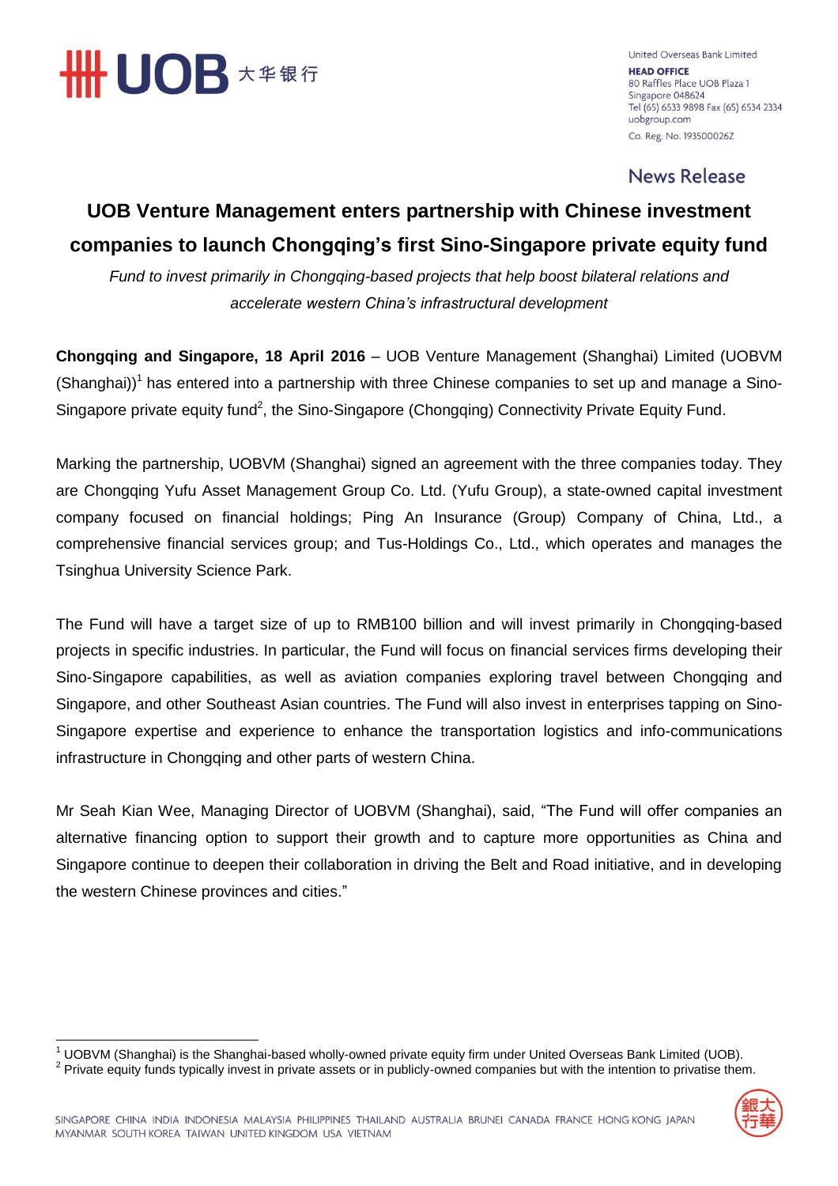United Overseas Bank Limited
**HEAD OFFICE**
80 Raffles Place UOB Plaza 1
Singapore 048624
Tel (65) 6533 9898 Fax (65) 6534 2334
uobgroup.com
Co. Reg. No. 193500026Z

News Release

# UOB Venture Management enters partnership with Chinese investment companies to launch Chongqing's first Sino-Singapore private equity fund

*Fund to invest primarily in Chongqing-based projects that help boost bilateral relations and accelerate western China's infrastructural development*

**Chongqing and Singapore, 18 April 2016** – UOB Venture Management (Shanghai) Limited (UOBVM (Shanghai))[1] has entered into a partnership with three Chinese companies to set up and manage a Sino-Singapore private equity fund[2], the Sino-Singapore (Chongqing) Connectivity Private Equity Fund.

Marking the partnership, UOBVM (Shanghai) signed an agreement with the three companies today. They are Chongqing Yufu Asset Management Group Co. Ltd. (Yufu Group), a state-owned capital investment company focused on financial holdings; Ping An Insurance (Group) Company of China, Ltd., a comprehensive financial services group; and Tus-Holdings Co., Ltd., which operates and manages the Tsinghua University Science Park.

The Fund will have a target size of up to RMB100 billion and will invest primarily in Chongqing-based projects in specific industries. In particular, the Fund will focus on financial services firms developing their Sino-Singapore capabilities, as well as aviation companies exploring travel between Chongqing and Singapore, and other Southeast Asian countries. The Fund will also invest in enterprises tapping on Sino-Singapore expertise and experience to enhance the transportation logistics and info-communications infrastructure in Chongqing and other parts of western China.

Mr Seah Kian Wee, Managing Director of UOBVM (Shanghai), said, "The Fund will offer companies an alternative financing option to support their growth and to capture more opportunities as China and Singapore continue to deepen their collaboration in driving the Belt and Road initiative, and in developing the western Chinese provinces and cities."

---

[1] UOBVM (Shanghai) is the Shanghai-based wholly-owned private equity firm under United Overseas Bank Limited (UOB).
[2] Private equity funds typically invest in private assets or in publicly-owned companies but with the intention to privatise them.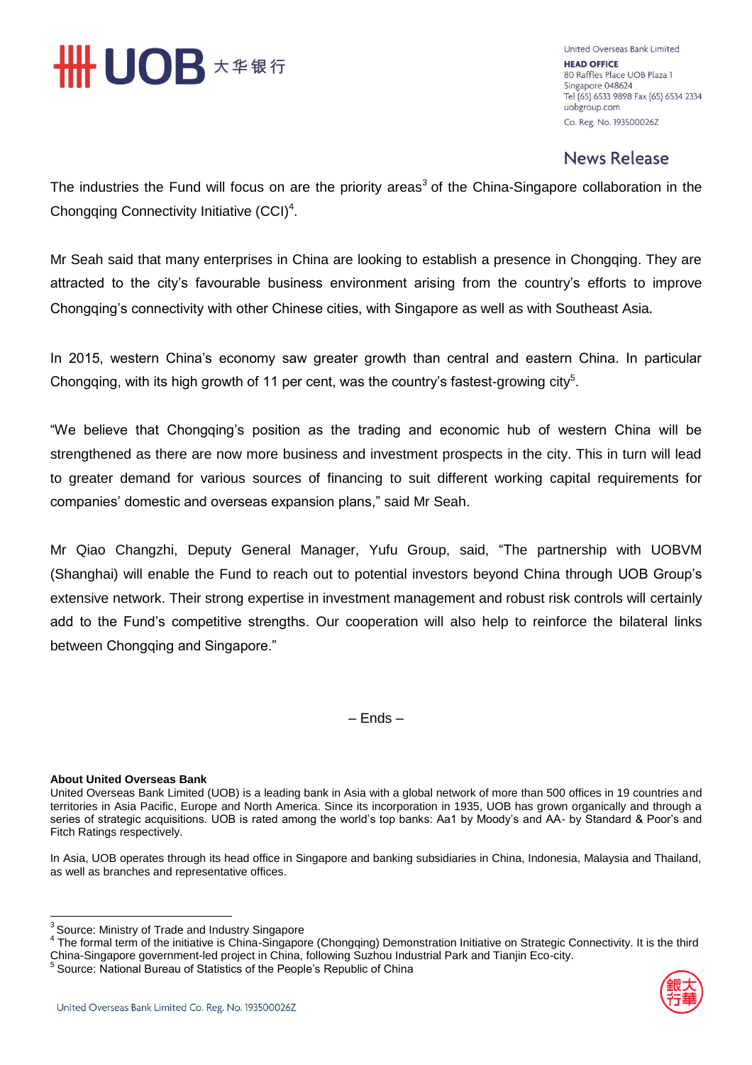The industries the Fund will focus on are the priority areas[3] of the China-Singapore collaboration in the Chongqing Connectivity Initiative (CCI)[4].

Mr Seah said that many enterprises in China are looking to establish a presence in Chongqing. They are attracted to the city's favourable business environment arising from the country's efforts to improve Chongqing's connectivity with other Chinese cities, with Singapore as well as with Southeast Asia.

In 2015, western China's economy saw greater growth than central and eastern China. In particular Chongqing, with its high growth of 11 per cent, was the country's fastest-growing city[5].

"We believe that Chongqing's position as the trading and economic hub of western China will be strengthened as there are now more business and investment prospects in the city. This in turn will lead to greater demand for various sources of financing to suit different working capital requirements for companies' domestic and overseas expansion plans," said Mr Seah.

Mr Qiao Changzhi, Deputy General Manager, Yufu Group, said, "The partnership with UOBVM (Shanghai) will enable the Fund to reach out to potential investors beyond China through UOB Group's extensive network. Their strong expertise in investment management and robust risk controls will certainly add to the Fund's competitive strengths. Our cooperation will also help to reinforce the bilateral links between Chongqing and Singapore."

– Ends –

**About United Overseas Bank**

United Overseas Bank Limited (UOB) is a leading bank in Asia with a global network of more than 500 offices in 19 countries and territories in Asia Pacific, Europe and North America. Since its incorporation in 1935, UOB has grown organically and through a series of strategic acquisitions. UOB is rated among the world's top banks: Aa1 by Moody's and AA- by Standard & Poor's and Fitch Ratings respectively.

In Asia, UOB operates through its head office in Singapore and banking subsidiaries in China, Indonesia, Malaysia and Thailand, as well as branches and representative offices.

---

[3] Source: Ministry of Trade and Industry Singapore

[4] The formal term of the initiative is China-Singapore (Chongqing) Demonstration Initiative on Strategic Connectivity. It is the third China-Singapore government-led project in China, following Suzhou Industrial Park and Tianjin Eco-city.

[5] Source: National Bureau of Statistics of the People's Republic of China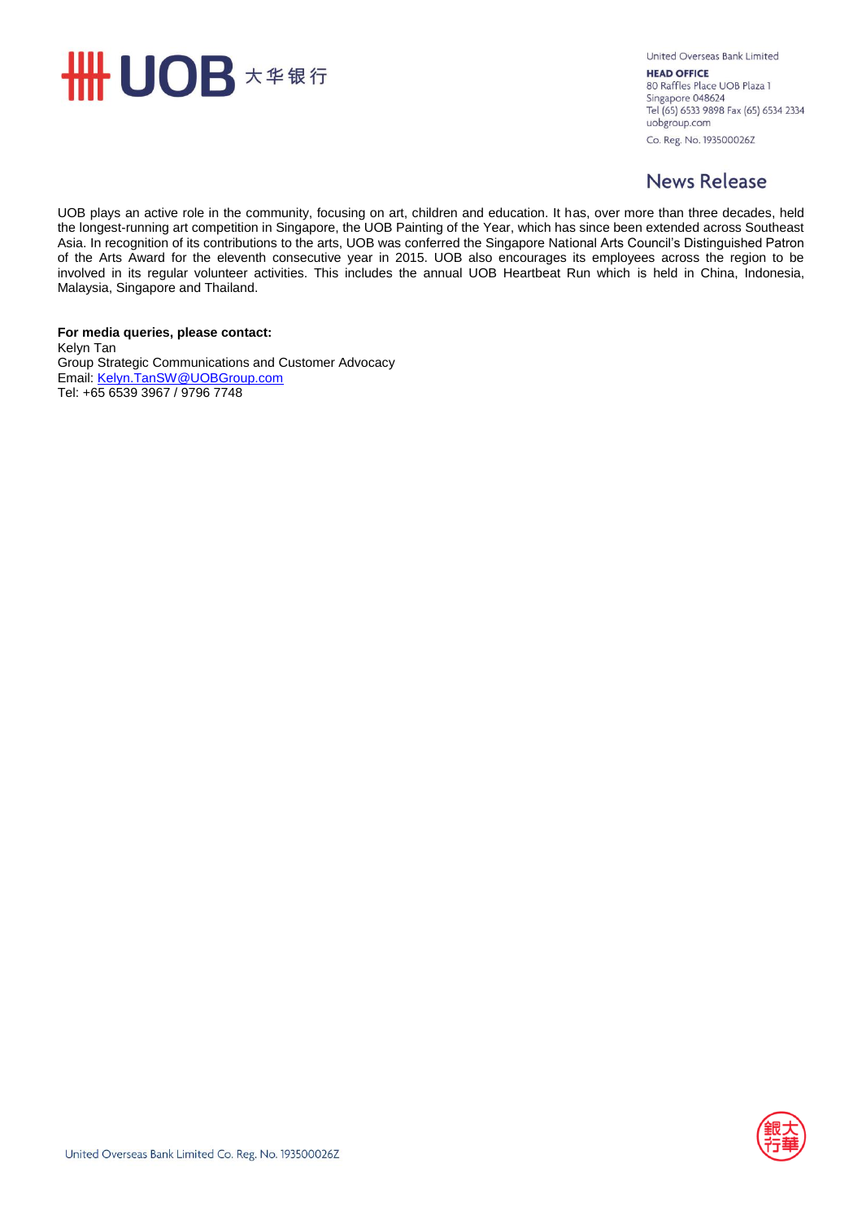UOB plays an active role in the community, focusing on art, children and education. It has, over more than three decades, held the longest-running art competition in Singapore, the UOB Painting of the Year, which has since been extended across Southeast Asia. In recognition of its contributions to the arts, UOB was conferred the Singapore National Arts Council's Distinguished Patron of the Arts Award for the eleventh consecutive year in 2015. UOB also encourages its employees across the region to be involved in its regular volunteer activities. This includes the annual UOB Heartbeat Run which is held in China, Indonesia, Malaysia, Singapore and Thailand.

**For media queries, please contact:**
Kelyn Tan
Group Strategic Communications and Customer Advocacy
Email: Kelyn.TanSW@UOBGroup.com
Tel: +65 6539 3967 / 9796 7748